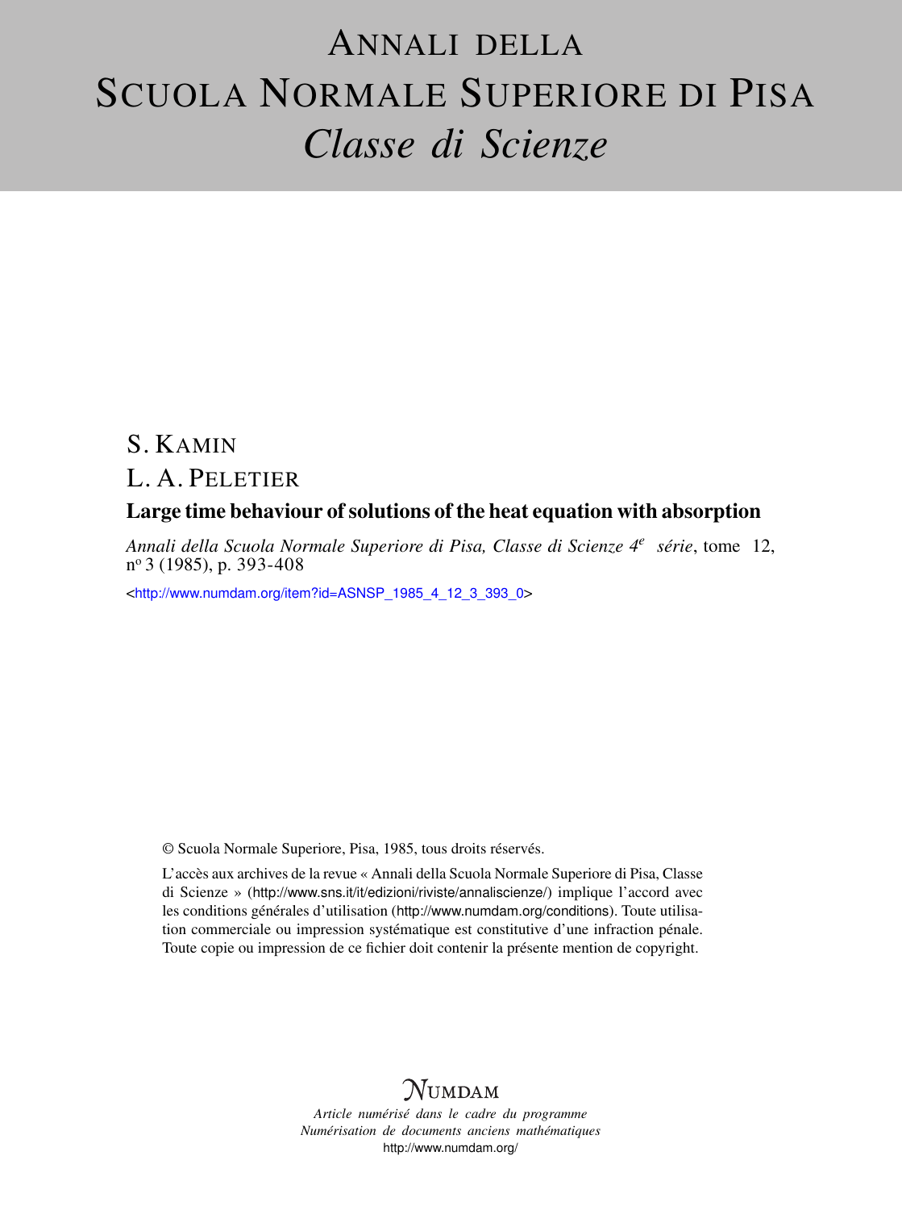# Annali della Scuola Normale Superiore di Pisa
## *Classe di Scienze*

S. KAMIN

L. A. PELETIER

**Large time behaviour of solutions of the heat equation with absorption**

*Annali della Scuola Normale Superiore di Pisa, Classe di Scienze 4e série*, tome 12, nº 3 (1985), p. 393-408

<http://www.numdam.org/item?id=ASNSP_1985_4_12_3_393_0>

© Scuola Normale Superiore, Pisa, 1985, tous droits réservés.

L'accès aux archives de la revue « Annali della Scuola Normale Superiore di Pisa, Classe di Scienze » (http://www.sns.it/it/edizioni/riviste/annaliscienze/) implique l'accord avec les conditions générales d'utilisation (http://www.numdam.org/conditions). Toute utilisation commerciale ou impression systématique est constitutive d'une infraction pénale. Toute copie ou impression de ce fichier doit contenir la présente mention de copyright.

NUMDAM

*Article numérisé dans le cadre du programme Numérisation de documents anciens mathématiques*

http://www.numdam.org/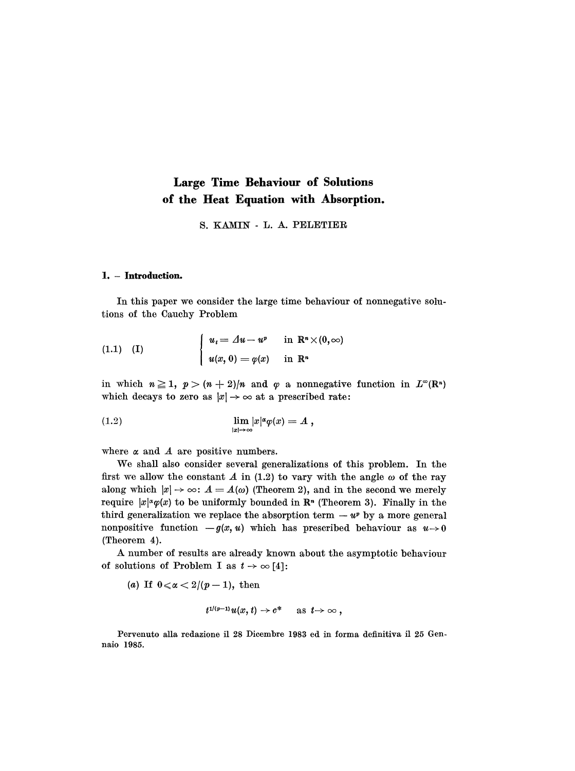# Large Time Behaviour of Solutions of the Heat Equation with Absorption.

S. KAMIN - L. A. PELETIER

## 1. – Introduction.

In this paper we consider the large time behaviour of nonnegative solutions of the Cauchy Problem

$$
(1.1) \quad (\mathrm{I}) \qquad \begin{cases} u_t = \Delta u - u^p & \text{in } \mathbf{R}^n \times (0, \infty) \\ u(x, 0) = \varphi(x) & \text{in } \mathbf{R}^n \end{cases}
$$

in which $n \geq 1$, $p > (n+2)/n$ and $\varphi$ a nonnegative function in $L^\infty(\mathbf{R}^n)$ which decays to zero as $|x| \to \infty$ at a prescribed rate:

$$
(1.2) \qquad \lim_{|x| \to \infty} |x|^\alpha \varphi(x) = A\,,
$$

where $\alpha$ and $A$ are positive numbers.

We shall also consider several generalizations of this problem. In the first we allow the constant $A$ in (1.2) to vary with the angle $\omega$ of the ray along which $|x| \to \infty$: $A = A(\omega)$ (Theorem 2), and in the second we merely require $|x|^\alpha \varphi(x)$ to be uniformly bounded in $\mathbf{R}^n$ (Theorem 3). Finally in the third generalization we replace the absorption term $-u^p$ by a more general nonpositive function $-g(x, u)$ which has prescribed behaviour as $u \to 0$ (Theorem 4).

A number of results are already known about the asymptotic behaviour of solutions of Problem I as $t \to \infty$ [4]:

(*a*) If $0 \leqslant \alpha < 2/(p-1)$, then

$$
t^{1/(p-1)} u(x, t) \to c^* \quad \text{as } t \to \infty\,,
$$

Pervenuto alla redazione il 28 Dicembre 1983 ed in forma definitiva il 25 Gennaio 1985.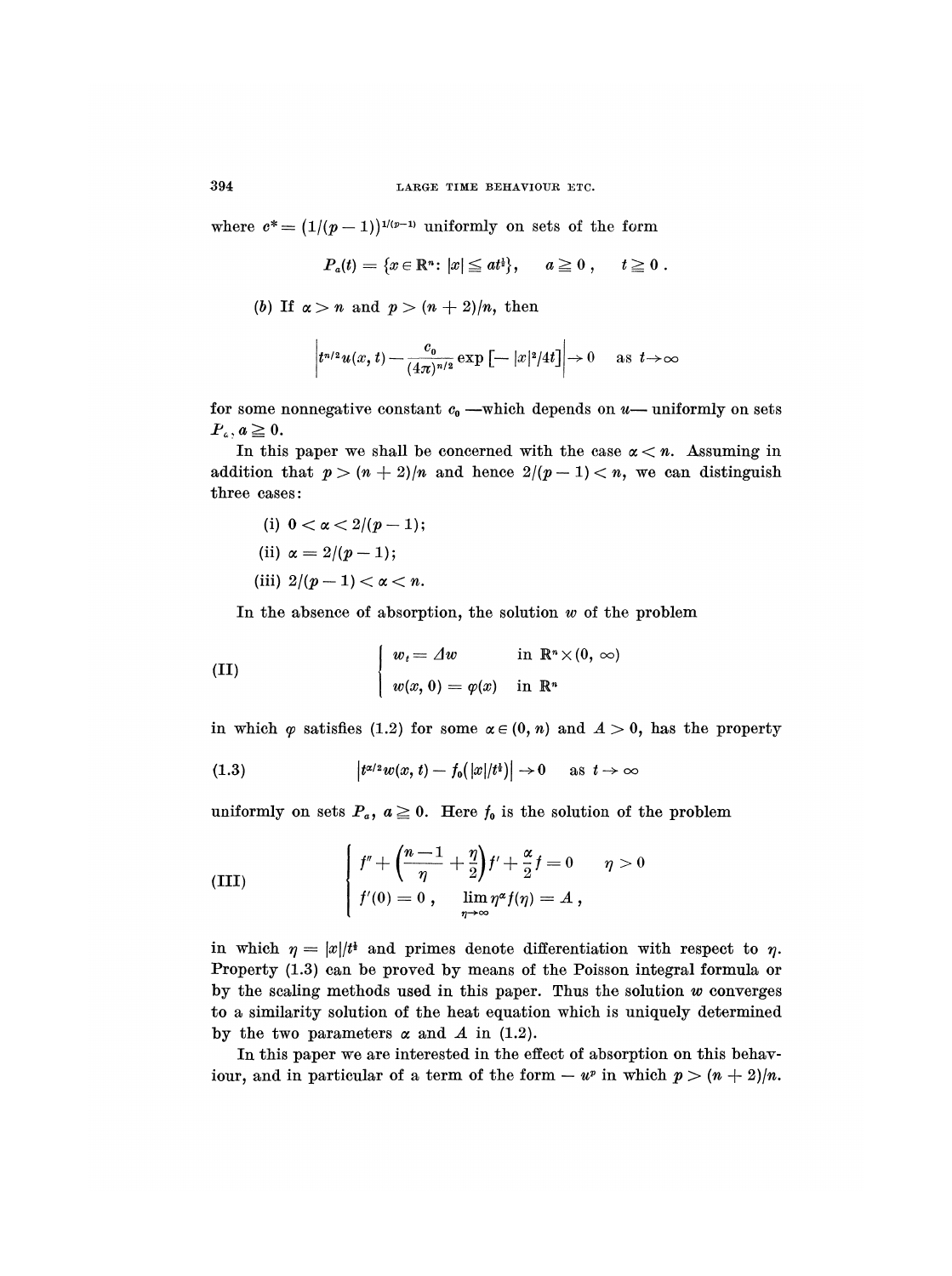where $c^* = (1/(p-1))^{1/(p-1)}$ uniformly on sets of the form

$$P_a(t) = \{x \in \mathbb{R}^n : |x| \leqq at^{\frac{1}{2}}\}, \quad a \geqq 0, \quad t \geqq 0.$$

(*b*) If $\alpha > n$ and $p > (n+2)/n$, then

$$\left| t^{n/2} u(x,t) - \frac{c_0}{(4\pi)^{n/2}} \exp\left[-|x|^2/4t\right] \right| \to 0 \quad \text{as } t \to \infty$$

for some nonnegative constant $c_0$ —which depends on $u$— uniformly on sets $P_a$, $a \geqq 0$.

In this paper we shall be concerned with the case $\alpha < n$. Assuming in addition that $p > (n+2)/n$ and hence $2/(p-1) < n$, we can distinguish three cases:

(i) $0 < \alpha < 2/(p-1)$;

(ii) $\alpha = 2/(p-1)$;

(iii) $2/(p-1) < \alpha < n$.

In the absence of absorption, the solution $w$ of the problem

$$\text{(II)} \qquad \begin{cases} w_t = \Delta w & \text{in } \mathbb{R}^n \times (0, \infty) \\ w(x, 0) = \varphi(x) & \text{in } \mathbb{R}^n \end{cases}$$

in which $\varphi$ satisfies (1.2) for some $\alpha \in (0, n)$ and $A > 0$, has the property

$$\left| t^{\alpha/2} w(x,t) - f_0(|x|/t^{\frac{1}{2}}) \right| \to 0 \quad \text{as } t \to \infty \tag{1.3}$$

uniformly on sets $P_a$, $a \geqq 0$. Here $f_0$ is the solution of the problem

$$\text{(III)} \qquad \begin{cases} f'' + \left(\dfrac{n-1}{\eta} + \dfrac{\eta}{2}\right) f' + \dfrac{\alpha}{2} f = 0 & \eta > 0 \\ f'(0) = 0, \quad \lim\limits_{\eta \to \infty} \eta^\alpha f(\eta) = A, \end{cases}$$

in which $\eta = |x|/t^{\frac{1}{2}}$ and primes denote differentiation with respect to $\eta$. Property (1.3) can be proved by means of the Poisson integral formula or by the scaling methods used in this paper. Thus the solution $w$ converges to a similarity solution of the heat equation which is uniquely determined by the two parameters $\alpha$ and $A$ in (1.2).

In this paper we are interested in the effect of absorption on this behaviour, and in particular of a term of the form $-u^p$ in which $p > (n+2)/n$.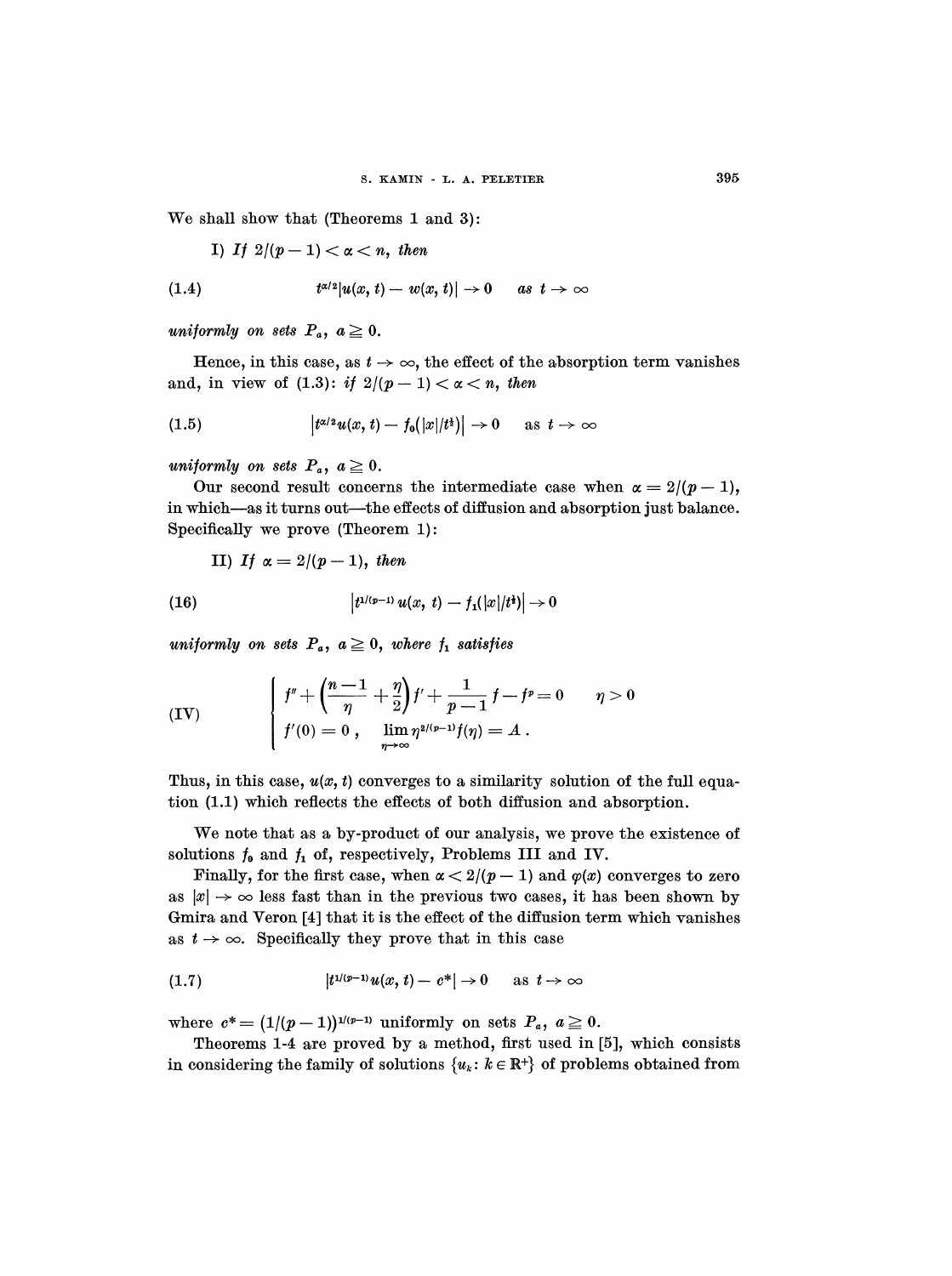We shall show that (Theorems 1 and 3):

I) *If* $2/(p-1) < \alpha < n$, *then*

$$t^{\alpha/2}|u(x,t) - w(x,t)| \to 0 \quad \text{as } t \to \infty \tag{1.4}$$

*uniformly on sets* $P_a$, $a \geq 0$.

Hence, in this case, as $t \to \infty$, the effect of the absorption term vanishes and, in view of (1.3): *if* $2/(p-1) < \alpha < n$, *then*

$$\left|t^{\alpha/2}u(x,t) - f_0(|x|/t^{\frac{1}{2}})\right| \to 0 \quad \text{as } t \to \infty \tag{1.5}$$

*uniformly on sets* $P_a$, $a \geq 0$.

Our second result concerns the intermediate case when $\alpha = 2/(p-1)$, in which—as it turns out—the effects of diffusion and absorption just balance. Specifically we prove (Theorem 1):

II) *If* $\alpha = 2/(p-1)$, *then*

$$\left|t^{1/(p-1)}u(x,t) - f_1(|x|/t^{\frac{1}{2}})\right| \to 0 \tag{16}$$

*uniformly on sets* $P_a$, $a \geq 0$, *where* $f_1$ *satisfies*

$$\text{(IV)} \qquad \begin{cases} f'' + \left(\dfrac{n-1}{\eta} + \dfrac{\eta}{2}\right)f' + \dfrac{1}{p-1}f - f^p = 0 & \eta > 0 \\ f'(0) = 0\,, \quad \lim\limits_{\eta\to\infty} \eta^{2/(p-1)}f(\eta) = A\,. \end{cases}$$

Thus, in this case, $u(x,t)$ converges to a similarity solution of the full equation (1.1) which reflects the effects of both diffusion and absorption.

We note that as a by-product of our analysis, we prove the existence of solutions $f_0$ and $f_1$ of, respectively, Problems III and IV.

Finally, for the first case, when $\alpha < 2/(p-1)$ and $\varphi(x)$ converges to zero as $|x| \to \infty$ less fast than in the previous two cases, it has been shown by Gmira and Veron [4] that it is the effect of the diffusion term which vanishes as $t \to \infty$. Specifically they prove that in this case

$$|t^{1/(p-1)}u(x,t) - c^*| \to 0 \quad \text{as } t \to \infty \tag{1.7}$$

where $c^* = (1/(p-1))^{1/(p-1)}$ uniformly on sets $P_a$, $a \geq 0$.

Theorems 1-4 are proved by a method, first used in [5], which consists in considering the family of solutions $\{u_k : k \in \mathbb{R}^+\}$ of problems obtained from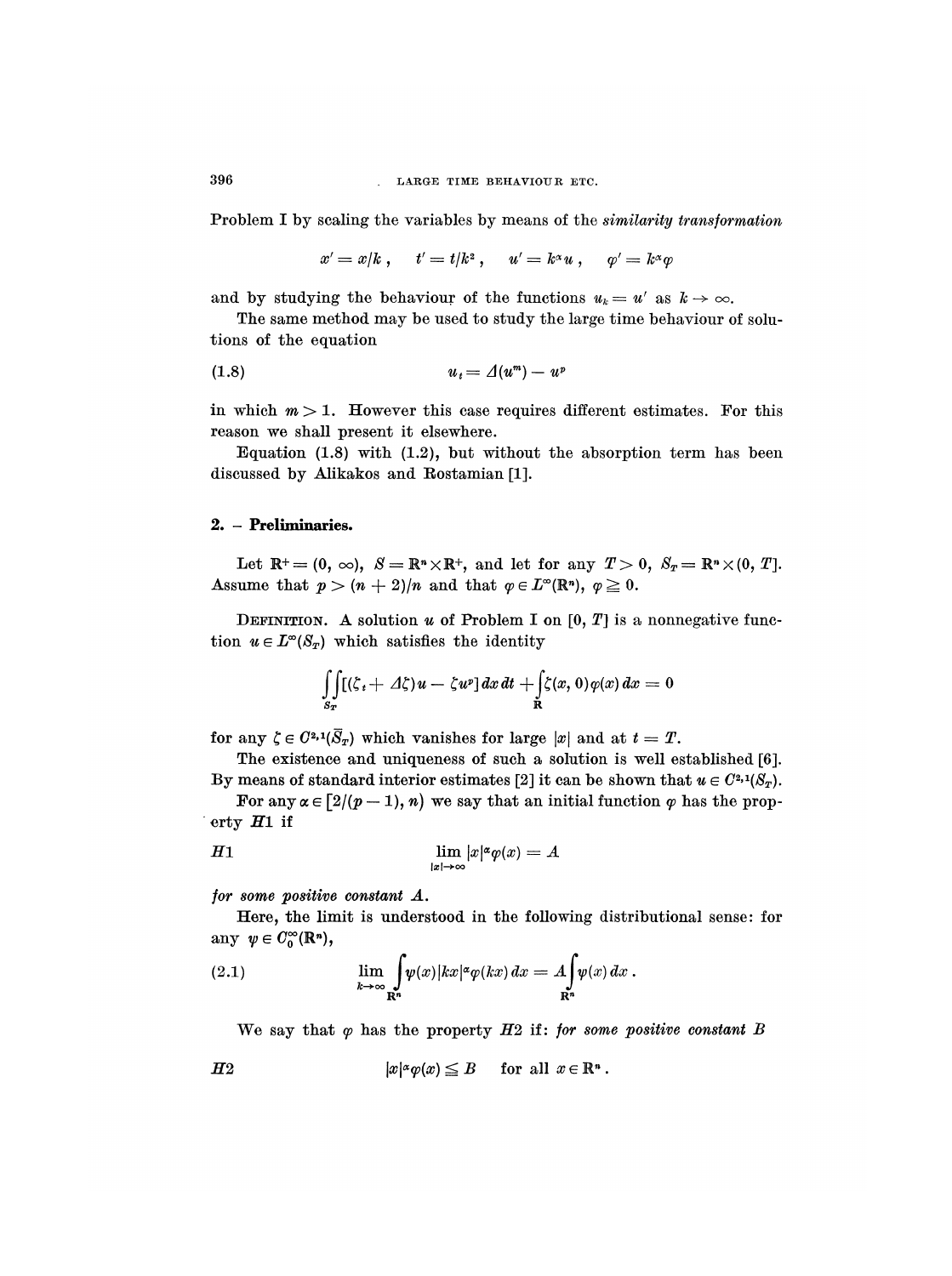Problem I by scaling the variables by means of the *similarity transformation*

$$x' = x/k\,, \quad t' = t/k^2\,, \quad u' = k^\alpha u\,, \quad \varphi' = k^\alpha \varphi$$

and by studying the behaviour of the functions $u_k = u'$ as $k \to \infty$.

The same method may be used to study the large time behaviour of solutions of the equation

$$u_t = \Delta(u^m) - u^p \tag{1.8}$$

in which $m > 1$. However this case requires different estimates. For this reason we shall present it elsewhere.

Equation (1.8) with (1.2), but without the absorption term has been discussed by Alikakos and Rostamian [1].

## 2. – Preliminaries.

Let $\mathbf{R}^+ = (0, \infty)$, $S = \mathbf{R}^n \times \mathbf{R}^+$, and let for any $T > 0$, $S_T = \mathbf{R}^n \times (0, T]$. Assume that $p > (n + 2)/n$ and that $\varphi \in L^\infty(\mathbf{R}^n)$, $\varphi \geq 0$.

DEFINITION. A solution $u$ of Problem I on $[0, T]$ is a nonnegative function $u \in L^\infty(S_T)$ which satisfies the identity

$$\iint_{S_T} [(\zeta_t + \Delta\zeta)u - \zeta u^p]\,dx\,dt + \int_{\mathbf{R}} \zeta(x, 0)\varphi(x)\,dx = 0$$

for any $\zeta \in C^{2,1}(\bar{S}_T)$ which vanishes for large $|x|$ and at $t = T$.

The existence and uniqueness of such a solution is well established [6]. By means of standard interior estimates [2] it can be shown that $u \in C^{2,1}(S_T)$.

For any $\alpha \in [2/(p-1), n)$ we say that an initial function $\varphi$ has the property *H*1 if

$$\lim_{|x| \to \infty} |x|^\alpha \varphi(x) = A \tag{H1}$$

*for some positive constant A.*

Here, the limit is understood in the following distributional sense: for any $\psi \in C_0^\infty(\mathbf{R}^n)$,

$$\lim_{k \to \infty} \int_{\mathbf{R}^n} \psi(x)|kx|^\alpha \varphi(kx)\,dx = A \int_{\mathbf{R}^n} \psi(x)\,dx\,. \tag{2.1}$$

We say that $\varphi$ has the property *H*2 if: *for some positive constant B*

$$|x|^\alpha \varphi(x) \leq B \quad \text{for all } x \in \mathbf{R}^n\,. \tag{H2}$$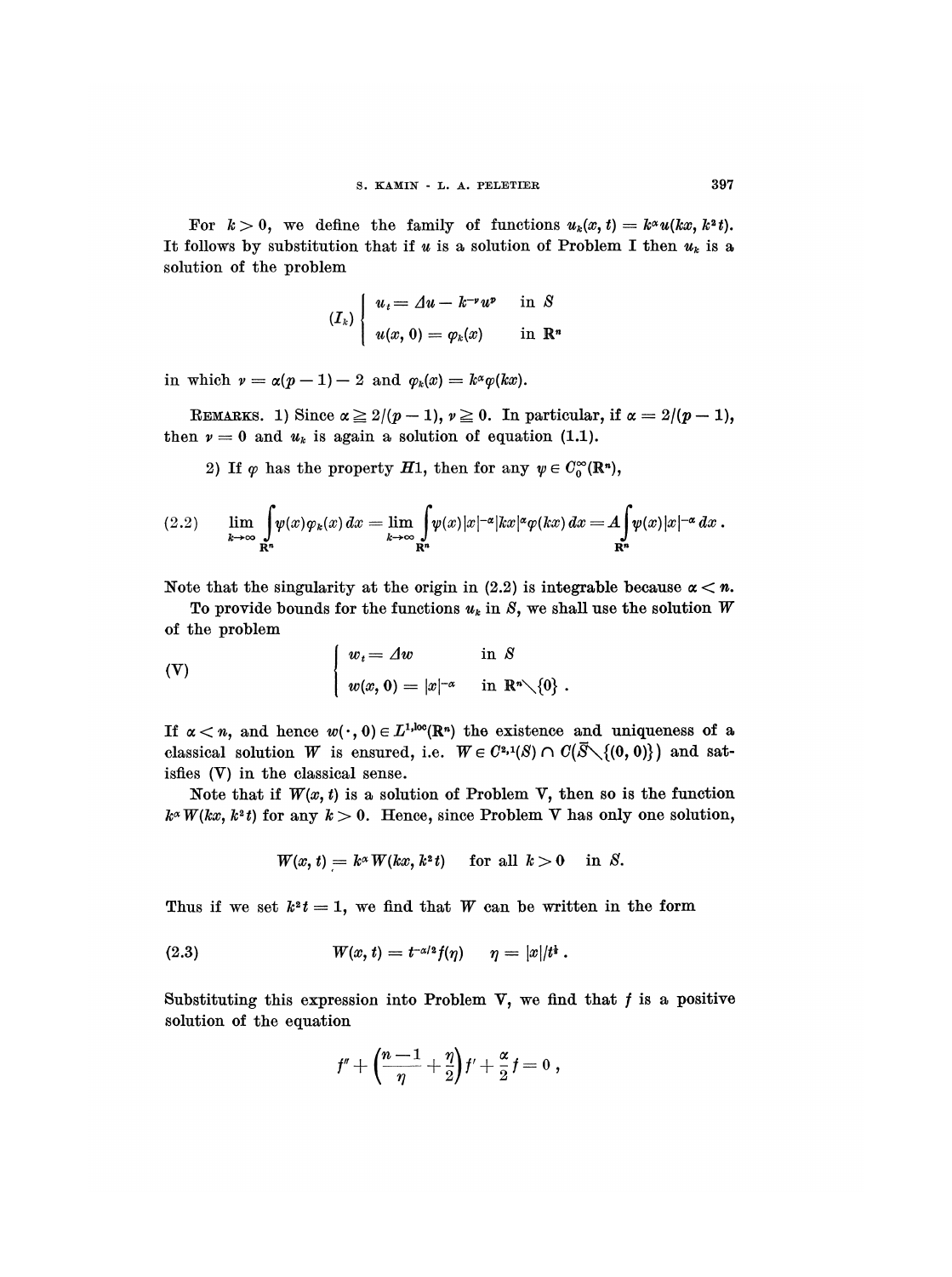For $k > 0$, we define the family of functions $u_k(x, t) = k^\alpha u(kx, k^2 t)$. It follows by substitution that if $u$ is a solution of Problem I then $u_k$ is a solution of the problem

$$(I_k) \begin{cases} u_t = \Delta u - k^{-\nu} u^p & \text{in } S \\ u(x, 0) = \varphi_k(x) & \text{in } \mathbf{R}^n \end{cases}$$

in which $\nu = \alpha(p-1) - 2$ and $\varphi_k(x) = k^\alpha \varphi(kx)$.

REMARKS. 1) Since $\alpha \geq 2/(p-1)$, $\nu \geq 0$. In particular, if $\alpha = 2/(p-1)$, then $\nu = 0$ and $u_k$ is again a solution of equation (1.1).

2) If $\varphi$ has the property $H1$, then for any $\psi \in C_0^\infty(\mathbf{R}^n)$,

$$(2.2) \qquad \lim_{k\to\infty} \int_{\mathbf{R}^n} \psi(x)\varphi_k(x)\, dx = \lim_{k\to\infty} \int_{\mathbf{R}^n} \psi(x)|x|^{-\alpha}|kx|^\alpha \varphi(kx)\, dx = A \int_{\mathbf{R}^n} \psi(x)|x|^{-\alpha}\, dx\,.$$

Note that the singularity at the origin in (2.2) is integrable because $\alpha < n$.

To provide bounds for the functions $u_k$ in $S$, we shall use the solution $W$ of the problem

$$(\mathrm{V}) \qquad \begin{cases} w_t = \Delta w & \text{in } S \\ w(x, 0) = |x|^{-\alpha} & \text{in } \mathbf{R}^n \setminus \{0\}\,. \end{cases}$$

If $\alpha < n$, and hence $w(\cdot, 0) \in L^{1,\mathrm{loc}}(\mathbf{R}^n)$ the existence and uniqueness of a classical solution $W$ is ensured, i.e. $W \in C^{2,1}(S) \cap C(\bar{S} \setminus \{(0, 0)\})$ and satisfies (V) in the classical sense.

Note that if $W(x, t)$ is a solution of Problem V, then so is the function $k^\alpha W(kx, k^2 t)$ for any $k > 0$. Hence, since Problem V has only one solution,

$$W(x, t) = k^\alpha W(kx, k^2 t) \quad \text{for all } k > 0 \quad \text{in } S.$$

Thus if we set $k^2 t = 1$, we find that $W$ can be written in the form

$$(2.3) \qquad W(x, t) = t^{-\alpha/2} f(\eta) \qquad \eta = |x|/t^{\frac{1}{2}}\,.$$

Substituting this expression into Problem V, we find that $f$ is a positive solution of the equation

$$f'' + \left(\frac{n-1}{\eta} + \frac{\eta}{2}\right) f' + \frac{\alpha}{2} f = 0\,,$$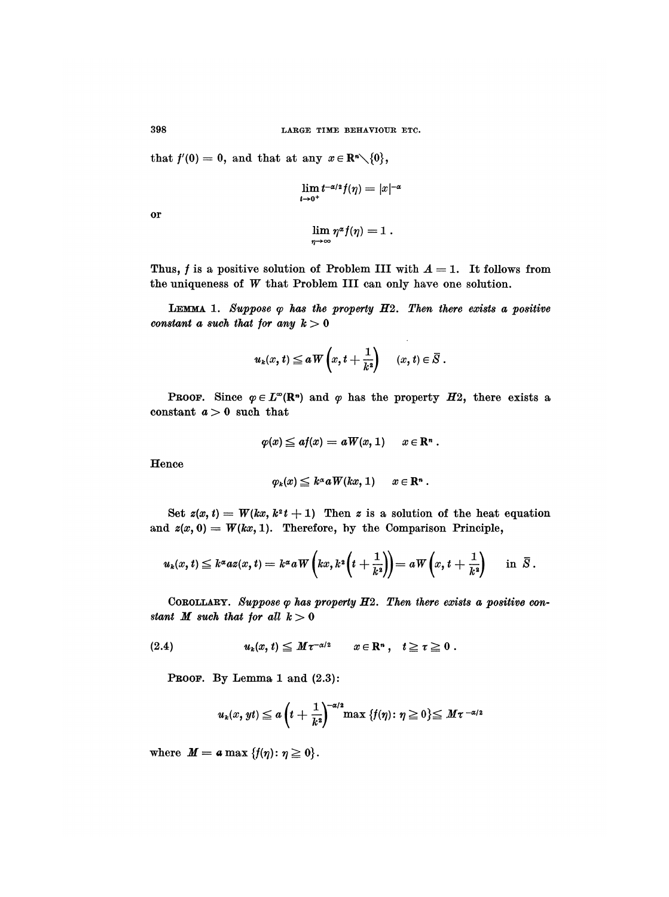that $f'(0) = 0$, and that at any $x \in \mathbf{R}^n \setminus \{0\}$,

$$\lim_{t \to 0^+} t^{-\alpha/2} f(\eta) = |x|^{-\alpha}$$

or

$$\lim_{\eta \to \infty} \eta^\alpha f(\eta) = 1 .$$

Thus, $f$ is a positive solution of Problem III with $A = 1$. It follows from the uniqueness of $W$ that Problem III can only have one solution.

LEMMA 1. *Suppose $\varphi$ has the property H2. Then there exists a positive constant $a$ such that for any $k > 0$*

$$u_k(x, t) \leqq aW\left(x, t + \frac{1}{k^2}\right) \quad (x, t) \in \bar{S} .$$

PROOF. Since $\varphi \in L^\infty(\mathbf{R}^n)$ and $\varphi$ has the property $H2$, there exists a constant $a > 0$ such that

$$\varphi(x) \leqq af(x) = aW(x, 1) \quad x \in \mathbf{R}^n .$$

Hence

$$\varphi_k(x) \leqq k^\alpha a W(kx, 1) \quad x \in \mathbf{R}^n .$$

Set $z(x, t) = W(kx, k^2 t + 1)$ Then $z$ is a solution of the heat equation and $z(x, 0) = W(kx, 1)$. Therefore, by the Comparison Principle,

$$u_k(x, t) \leqq k^\alpha a z(x, t) = k^\alpha a W\left(kx, k^2\left(t + \frac{1}{k^2}\right)\right) = aW\left(x, t + \frac{1}{k^2}\right) \quad \text{in } \bar{S} .$$

COROLLARY. *Suppose $\varphi$ has property H2. Then there exists a positive constant $M$ such that for all $k > 0$*

$$u_k(x, t) \leqq M\tau^{-\alpha/2} \quad x \in \mathbf{R}^n , \quad t \geqq \tau \geqq 0 . \tag{2.4}$$

PROOF. By Lemma 1 and (2.3):

$$u_k(x, yt) \leqq a\left(t + \frac{1}{k^2}\right)^{-\alpha/2} \max\{f(\eta) : \eta \geqq 0\} \leqq M\tau^{-\alpha/2}$$

where $M = a \max\{f(\eta) : \eta \geqq 0\}$.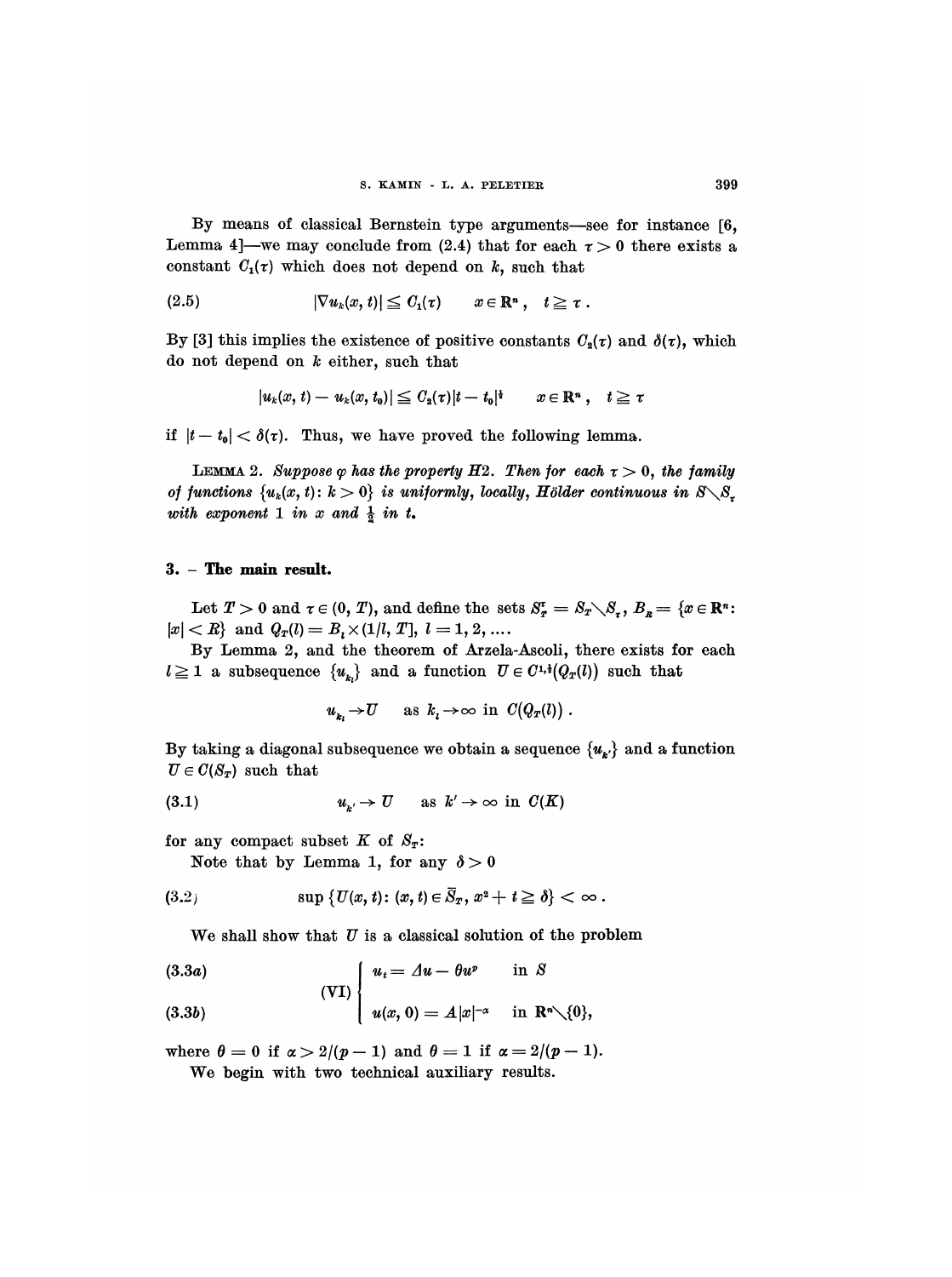By means of classical Bernstein type arguments—see for instance [6, Lemma 4]—we may conclude from (2.4) that for each $\tau > 0$ there exists a constant $C_1(\tau)$ which does not depend on $k$, such that

$$|\nabla u_k(x, t)| \leq C_1(\tau) \qquad x \in \mathbf{R}^n, \quad t \geq \tau . \tag{2.5}$$

By [3] this implies the existence of positive constants $C_2(\tau)$ and $\delta(\tau)$, which do not depend on $k$ either, such that

$$|u_k(x, t) - u_k(x, t_0)| \leq C_2(\tau)|t - t_0|^{\frac{1}{2}} \qquad x \in \mathbf{R}^n, \quad t \geq \tau$$

if $|t - t_0| < \delta(\tau)$. Thus, we have proved the following lemma.

LEMMA 2. *Suppose $\varphi$ has the property H2. Then for each $\tau > 0$, the family of functions $\{u_k(x, t): k > 0\}$ is uniformly, locally, Hölder continuous in $S \setminus S_\tau$ with exponent 1 in $x$ and $\frac{1}{2}$ in $t$.*

## 3. – The main result.

Let $T > 0$ and $\tau \in (0, T)$, and define the sets $S_T^\tau = S_T \setminus S_\tau$, $B_R = \{x \in \mathbf{R}^n: |x| < R\}$ and $Q_T(l) = B_l \times (1/l, T]$, $l = 1, 2, \ldots$.

By Lemma 2, and the theorem of Arzela-Ascoli, there exists for each $l \geq 1$ a subsequence $\{u_{k_l}\}$ and a function $U \in C^{1,\frac{1}{2}}(Q_T(l))$ such that

$$u_{k_l} \to U \quad \text{ as } k_l \to \infty \text{ in } C(Q_T(l)) .$$

By taking a diagonal subsequence we obtain a sequence $\{u_{k'}\}$ and a function $U \in C(S_T)$ such that

$$u_{k'} \to U \quad \text{ as } k' \to \infty \text{ in } C(K) \tag{3.1}$$

for any compact subset $K$ of $S_T$:

Note that by Lemma 1, for any $\delta > 0$

$$\sup \{U(x, t): (x, t) \in \overline{S}_T, x^2 + t \geq \delta\} < \infty . \tag{3.2}$$

We shall show that $U$ is a classical solution of the problem

$$\text{(VI)} \begin{cases} u_t = \Delta u - \theta u^p & \text{in } S & (3.3a) \\ u(x, 0) = A|x|^{-\alpha} & \text{in } \mathbf{R}^n \setminus \{0\}, & (3.3b) \end{cases}$$

where $\theta = 0$ if $\alpha > 2/(p - 1)$ and $\theta = 1$ if $\alpha = 2/(p - 1)$.

We begin with two technical auxiliary results.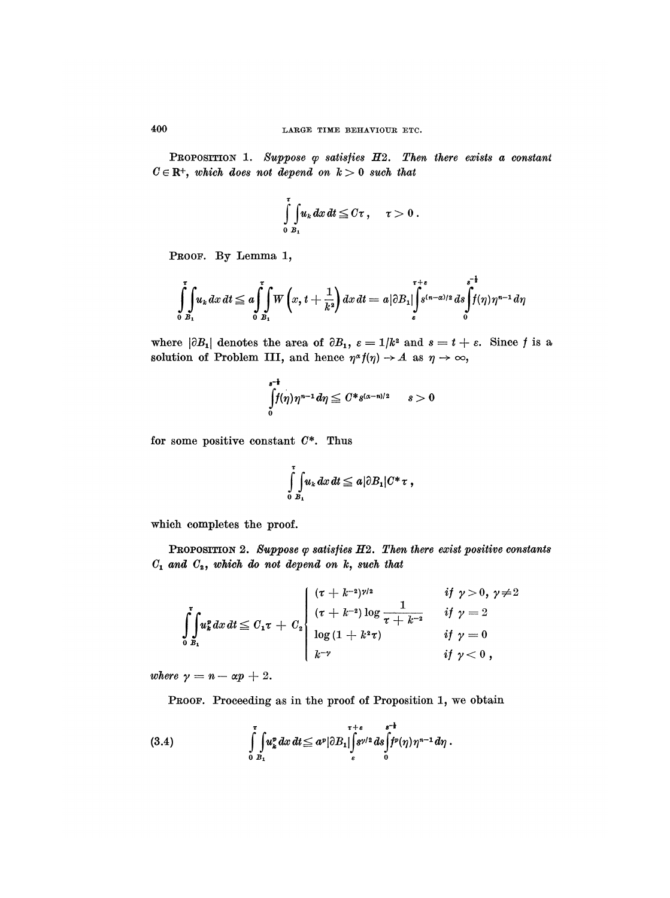**Proposition 1.** *Suppose $\varphi$ satisfies H2. Then there exists a constant $C \in \mathbf{R}^+$, which does not depend on $k > 0$ such that*

$$\int_0^\tau \int_{B_1} u_k \, dx \, dt \leq C\tau, \quad \tau > 0 .$$

**Proof.** By Lemma 1,

$$\int_0^\tau \int_{B_1} u_k \, dx \, dt \leq a \int_0^\tau \int_{B_1} W\left(x, t + \frac{1}{k^2}\right) dx \, dt = a|\partial B_1| \int_\varepsilon^{\tau+\varepsilon} s^{(n-\alpha)/2} \, ds \int_0^{s^{-\frac{1}{2}}} f(\eta)\eta^{n-1} \, d\eta$$

where $|\partial B_1|$ denotes the area of $\partial B_1$, $\varepsilon = 1/k^2$ and $s = t + \varepsilon$. Since $f$ is a solution of Problem III, and hence $\eta^\alpha f(\eta) \to A$ as $\eta \to \infty$,

$$\int_0^{s^{-\frac{1}{2}}} f(\eta)\eta^{n-1} \, d\eta \leq C^* s^{(\alpha - n)/2} \qquad s > 0$$

for some positive constant $C^*$. Thus

$$\int_0^\tau \int_{B_1} u_k \, dx \, dt \leq a|\partial B_1| C^* \tau ,$$

which completes the proof.

**Proposition 2.** *Suppose $\varphi$ satisfies H2. Then there exist positive constants $C_1$ and $C_2$, which do not depend on $k$, such that*

$$\int_0^\tau \int_{B_1} u_k^p \, dx \, dt \leq C_1 \tau + C_2 \begin{cases} (\tau + k^{-2})^{\gamma/2} & \text{if } \gamma > 0, \ \gamma \neq 2 \\ (\tau + k^{-2}) \log \dfrac{1}{\tau + k^{-2}} & \text{if } \gamma = 2 \\ \log(1 + k^2 \tau) & \text{if } \gamma = 0 \\ k^{-\gamma} & \text{if } \gamma < 0 , \end{cases}$$

*where $\gamma = n - \alpha p + 2$.*

**Proof.** Proceeding as in the proof of Proposition 1, we obtain

$$\int_0^\tau \int_{B_1} u_k^p \, dx \, dt \leq a^p |\partial B_1| \int_\varepsilon^{\tau+\varepsilon} s^{\gamma/2} \, ds \int_0^{s^{-\frac{1}{2}}} f^p(\eta)\eta^{n-1} \, d\eta . \tag{3.4}$$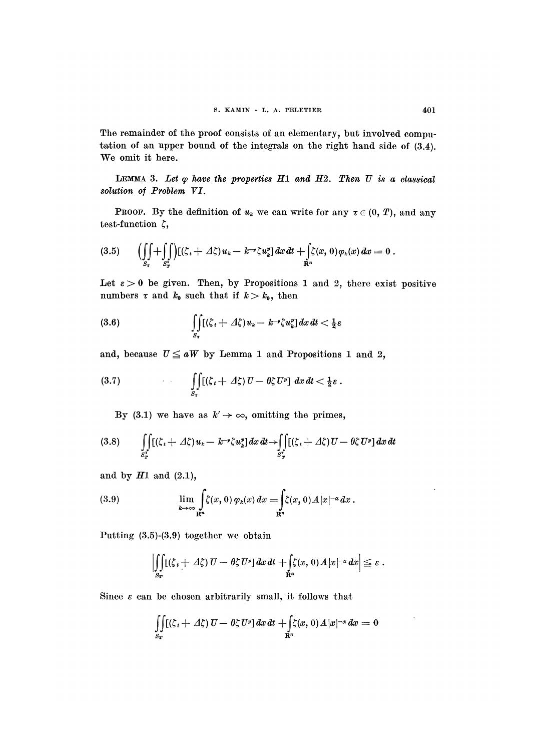The remainder of the proof consists of an elementary, but involved computation of an upper bound of the integrals on the right hand side of (3.4). We omit it here.

LEMMA 3. *Let $\varphi$ have the properties H1 and H2. Then $U$ is a classical solution of Problem VI.*

PROOF. By the definition of $u_k$ we can write for any $\tau \in (0, T)$, and any test-function $\zeta$,

$$
\left(\iint_{S_\tau} + \iint_{S_T^\tau}\right)[(\zeta_t + \Delta\zeta)u_k - k^{-\nu}\zeta u_k^p]\,dx\,dt + \int_{\mathbf{R}^n}\zeta(x,0)\varphi_k(x)\,dx = 0\,. \tag{3.5}
$$

Let $\varepsilon > 0$ be given. Then, by Propositions 1 and 2, there exist positive numbers $\tau$ and $k_0$ such that if $k > k_0$, then

$$
\iint_{S_\tau}[(\zeta_t + \Delta\zeta)u_k - k^{-\nu}\zeta u_k^p]\,dx\,dt < \tfrac{1}{2}\varepsilon \tag{3.6}
$$

and, because $U \leq aW$ by Lemma 1 and Propositions 1 and 2,

$$
\iint_{S_\tau}[(\zeta_t + \Delta\zeta)U - \theta\zeta U^p]\,dx\,dt < \tfrac{1}{2}\varepsilon\,. \tag{3.7}
$$

By (3.1) we have as $k' \to \infty$, omitting the primes,

$$
\iint_{S_T^\tau}[(\zeta_t + \Delta\zeta)u_k - k^{-\nu}\zeta u_k^p]\,dx\,dt \to \iint_{S_T^\tau}[(\zeta_t + \Delta\zeta)U - \theta\zeta U^p]\,dx\,dt \tag{3.8}
$$

and by H1 and (2.1),

$$
\lim_{k\to\infty}\int_{\mathbf{R}^n}\zeta(x,0)\,\varphi_k(x)\,dx = \int_{\mathbf{R}^n}\zeta(x,0)A|x|^{-\alpha}\,dx\,. \tag{3.9}
$$

Putting (3.5)-(3.9) together we obtain

$$
\left|\iint_{S_T}[(\zeta_t + \Delta\zeta)U - \theta\zeta U^p]\,dx\,dt + \int_{\mathbf{R}^n}\zeta(x,0)A|x|^{-\alpha}\,dx\right| \leq \varepsilon\,.
$$

Since $\varepsilon$ can be chosen arbitrarily small, it follows that

$$
\iint_{S_T}[(\zeta_t + \Delta\zeta)U - \theta\zeta U^p]\,dx\,dt + \int_{\mathbf{R}^n}\zeta(x,0)A|x|^{-\alpha}\,dx = 0
$$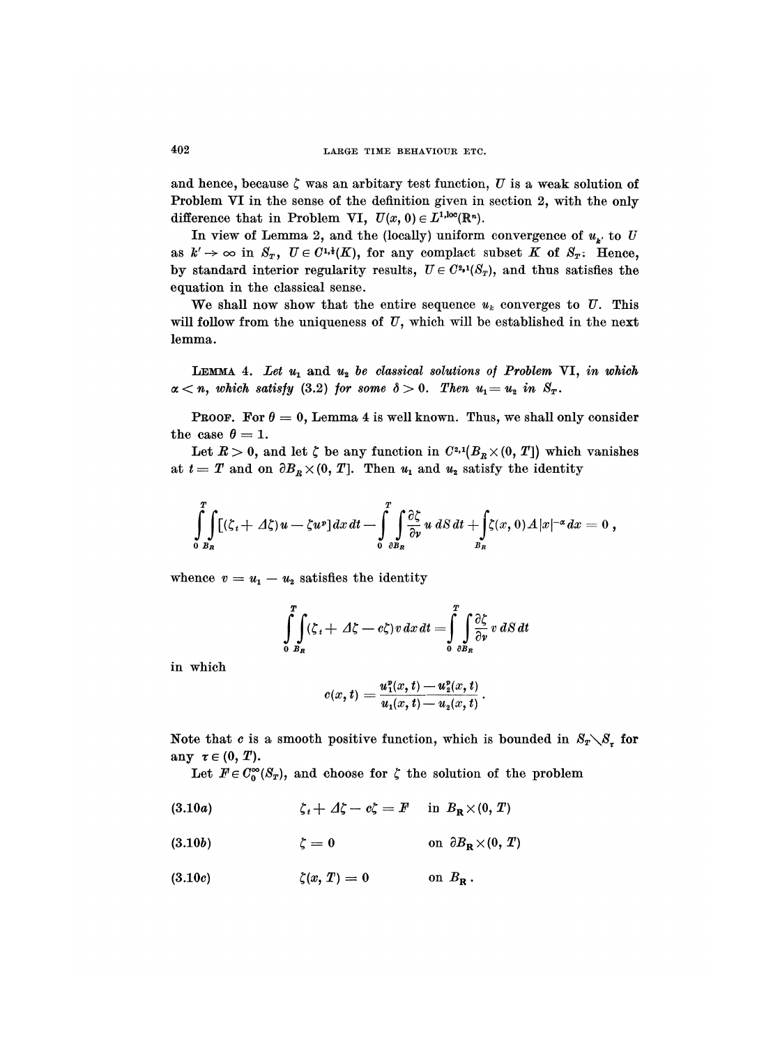and hence, because $\zeta$ was an arbitary test function, $U$ is a weak solution of Problem VI in the sense of the definition given in section 2, with the only difference that in Problem VI, $U(x, 0) \in L^{1,\mathrm{loc}}(\mathbb{R}^n)$.

In view of Lemma 2, and the (locally) uniform convergence of $u_{k'}$ to $U$ as $k' \to \infty$ in $S_T$, $U \in C^{1,\frac{1}{2}}(K)$, for any complact subset $K$ of $S_T$. Hence, by standard interior regularity results, $U \in C^{2,1}(S_T)$, and thus satisfies the equation in the classical sense.

We shall now show that the entire sequence $u_k$ converges to $U$. This will follow from the uniqueness of $U$, which will be established in the next lemma.

**Lemma 4.** *Let $u_1$ and $u_2$ be classical solutions of Problem VI, in which $\alpha < n$, which satisfy (3.2) for some $\delta > 0$. Then $u_1 = u_2$ in $S_T$.*

**Proof.** For $\theta = 0$, Lemma 4 is well known. Thus, we shall only consider the case $\theta = 1$.

Let $R > 0$, and let $\zeta$ be any function in $C^{2,1}(B_R \times (0, T])$ which vanishes at $t = T$ and on $\partial B_R \times (0, T]$. Then $u_1$ and $u_2$ satisfy the identity

$$\int_0^T \int_{B_R} [(\zeta_t + \Delta\zeta) u - \zeta u^p]\, dx\, dt - \int_0^T \int_{\partial B_R} \frac{\partial \zeta}{\partial \nu} u\, dS\, dt + \int_{B_R} \zeta(x, 0) A |x|^{-\alpha} dx = 0 ,$$

whence $v = u_1 - u_2$ satisfies the identity

$$\int_0^T \int_{B_R} (\zeta_t + \Delta\zeta - c\zeta) v\, dx\, dt = \int_0^T \int_{\partial B_R} \frac{\partial \zeta}{\partial \nu} v\, dS\, dt$$

in which

$$c(x, t) = \frac{u_1^p(x, t) - u_2^p(x, t)}{u_1(x, t) - u_2(x, t)} .$$

Note that $c$ is a smooth positive function, which is bounded in $S_T \setminus S_\tau$ for any $\tau \in (0, T)$.

Let $F \in C_0^\infty(S_T)$, and choose for $\zeta$ the solution of the problem

$$\zeta_t + \Delta\zeta - c\zeta = F \quad \text{in } B_R \times (0, T) \tag{3.10a}$$

$$\zeta = 0 \quad \text{on } \partial B_R \times (0, T) \tag{3.10b}$$

$$\zeta(x, T) = 0 \quad \text{on } B_R . \tag{3.10c}$$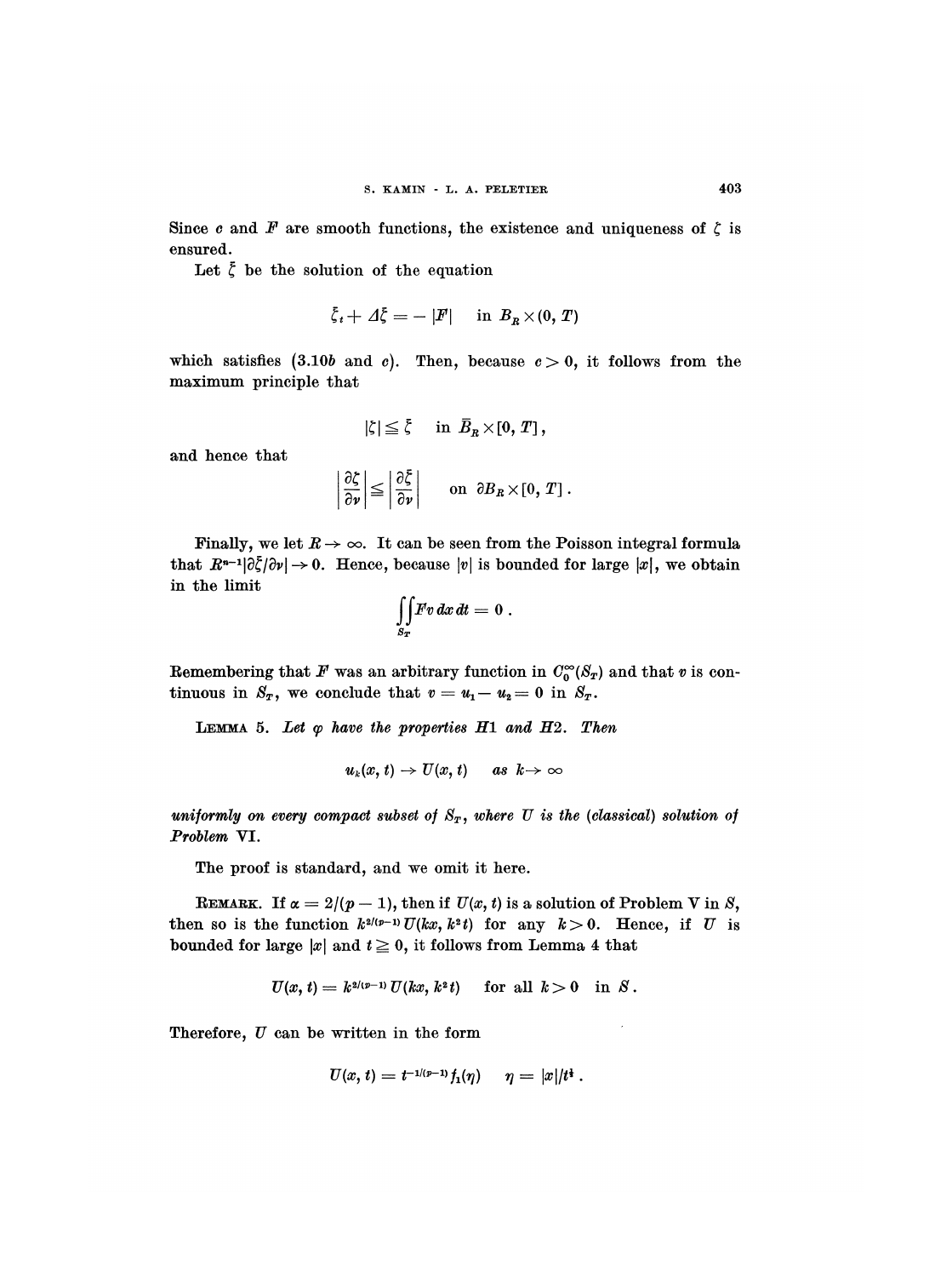Since $c$ and $F$ are smooth functions, the existence and uniqueness of $\zeta$ is ensured.

Let $\bar{\zeta}$ be the solution of the equation

$$\bar{\zeta}_t + \Delta \bar{\zeta} = -|F| \quad \text{in } B_R \times (0, T)$$

which satisfies (3.10*b* and *c*). Then, because $c > 0$, it follows from the maximum principle that

$$|\zeta| \leqq \bar{\zeta} \quad \text{in } \bar{B}_R \times [0, T],$$

and hence that

$$\left| \frac{\partial \zeta}{\partial \nu} \right| \leqq \left| \frac{\partial \bar{\zeta}}{\partial \nu} \right| \quad \text{on } \partial B_R \times [0, T].$$

Finally, we let $R \to \infty$. It can be seen from the Poisson integral formula that $R^{n-1}|\partial \bar{\zeta}/\partial \nu| \to 0$. Hence, because $|v|$ is bounded for large $|x|$, we obtain in the limit

$$\iint_{S_T} F v \, dx \, dt = 0 .$$

Remembering that $F$ was an arbitrary function in $C_0^\infty(S_T)$ and that $v$ is continuous in $S_T$, we conclude that $v = u_1 - u_2 = 0$ in $S_T$.

**Lemma 5.** *Let $\varphi$ have the properties H1 and H2. Then*

$$u_k(x, t) \to U(x, t) \quad \text{as } k \to \infty$$

*uniformly on every compact subset of $S_T$, where $U$ is the (classical) solution of Problem VI.*

The proof is standard, and we omit it here.

**Remark.** If $\alpha = 2/(p-1)$, then if $U(x, t)$ is a solution of Problem V in $S$, then so is the function $k^{2/(p-1)} U(kx, k^2 t)$ for any $k > 0$. Hence, if $U$ is bounded for large $|x|$ and $t \geqq 0$, it follows from Lemma 4 that

$$U(x, t) = k^{2/(p-1)} U(kx, k^2 t) \quad \text{for all } k > 0 \quad \text{in } S .$$

Therefore, $U$ can be written in the form

$$U(x, t) = t^{-1/(p-1)} f_1(\eta) \quad \eta = |x|/t^{\frac{1}{2}} .$$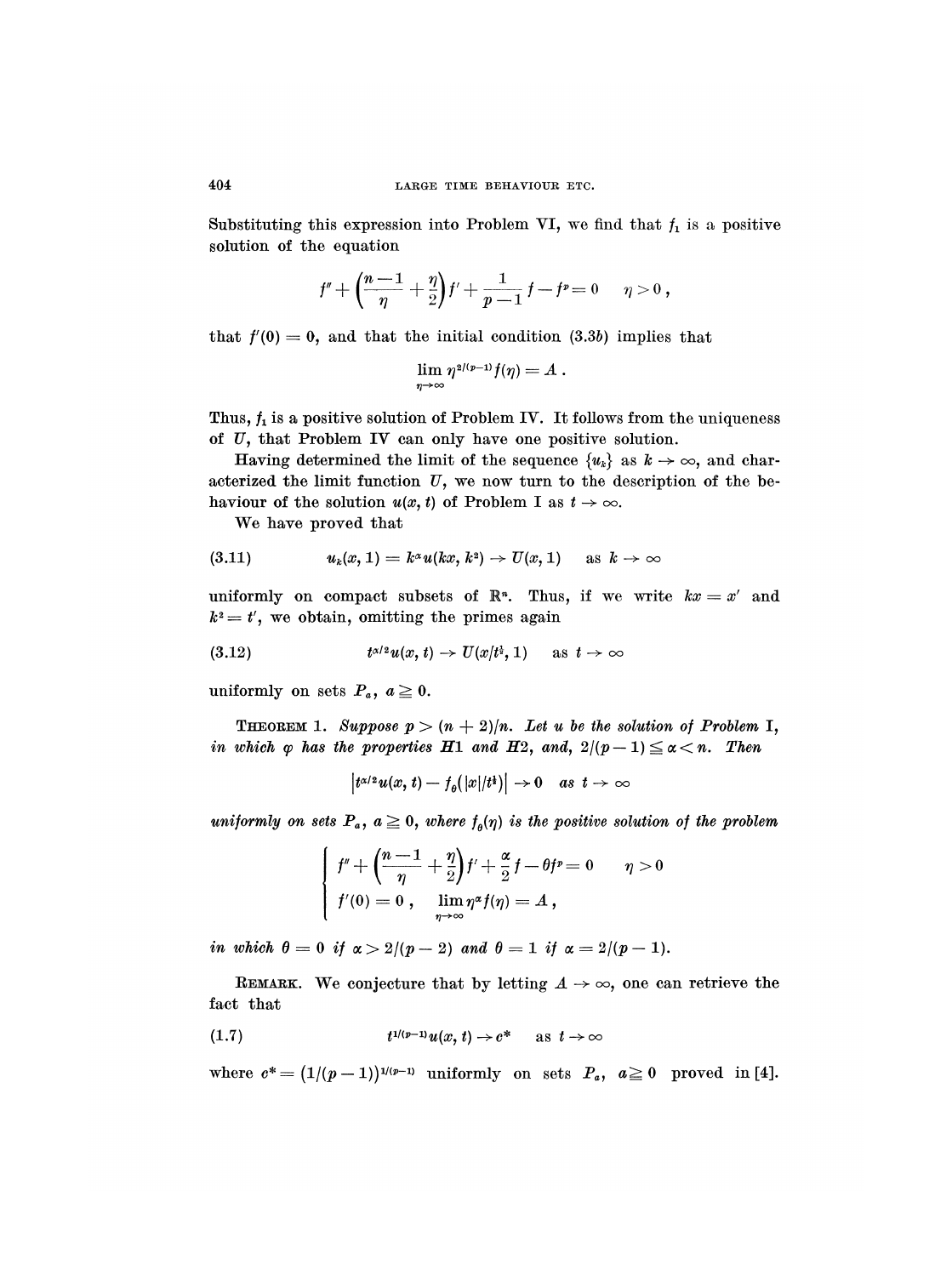Substituting this expression into Problem VI, we find that $f_1$ is a positive solution of the equation

$$f'' + \left(\frac{n-1}{\eta} + \frac{\eta}{2}\right)f' + \frac{1}{p-1}f - f^p = 0 \qquad \eta > 0\,,$$

that $f'(0) = 0$, and that the initial condition (3.3*b*) implies that

$$\lim_{\eta\to\infty} \eta^{2/(p-1)} f(\eta) = A\,.$$

Thus, $f_1$ is a positive solution of Problem IV. It follows from the uniqueness of $U$, that Problem IV can only have one positive solution.

Having determined the limit of the sequence $\{u_k\}$ as $k \to \infty$, and characterized the limit function $U$, we now turn to the description of the behaviour of the solution $u(x, t)$ of Problem I as $t \to \infty$.

We have proved that

$$(3.11) \qquad u_k(x, 1) = k^\alpha u(kx, k^2) \to U(x, 1) \quad \text{as } k \to \infty$$

uniformly on compact subsets of $\mathbb{R}^n$. Thus, if we write $kx = x'$ and $k^2 = t'$, we obtain, omitting the primes again

$$(3.12) \qquad t^{\alpha/2} u(x, t) \to U(x/t^{\frac{1}{2}}, 1) \quad \text{as } t \to \infty$$

uniformly on sets $P_a$, $a \geq 0$.

**Theorem** 1. *Suppose $p > (n+2)/n$. Let $u$ be the solution of Problem* I, *in which $\varphi$ has the properties* **H**1 *and* **H**2, *and*, $2/(p-1) \leq \alpha < n$. *Then*

$$\left|t^{\alpha/2} u(x, t) - f_\theta(|x|/t^{\frac{1}{2}})\right| \to 0 \quad \textit{as } t \to \infty$$

*uniformly on sets $P_a$, $a \geq 0$, where $f_\theta(\eta)$ is the positive solution of the problem*

$$\begin{cases} f'' + \left(\dfrac{n-1}{\eta} + \dfrac{\eta}{2}\right)f' + \dfrac{\alpha}{2}f - \theta f^p = 0 & \eta > 0 \\[2mm] f'(0) = 0\,, \quad \lim\limits_{\eta\to\infty} \eta^\alpha f(\eta) = A\,, \end{cases}$$

*in which $\theta = 0$ if $\alpha > 2/(p-2)$ and $\theta = 1$ if $\alpha = 2/(p-1)$.*

**Remark.** We conjecture that by letting $A \to \infty$, one can retrieve the fact that

$$(1.7) \qquad t^{1/(p-1)} u(x, t) \to c^* \quad \text{as } t \to \infty$$

where $c^* = (1/(p-1))^{1/(p-1)}$ uniformly on sets $P_a$, $a \geq 0$ proved in [4].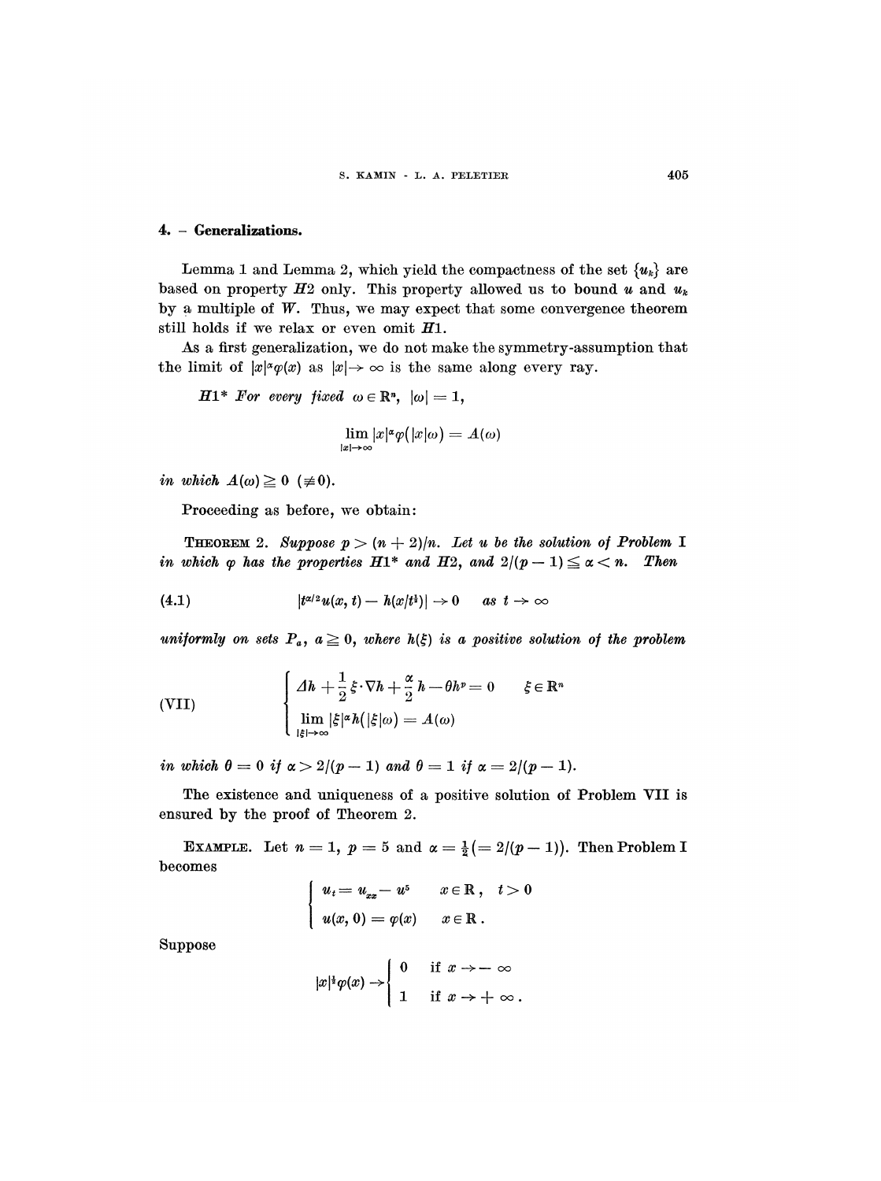## 4. – Generalizations.

Lemma 1 and Lemma 2, which yield the compactness of the set $\{u_k\}$ are based on property $H2$ only. This property allowed us to bound $u$ and $u_k$ by a multiple of $W$. Thus, we may expect that some convergence theorem still holds if we relax or even omit $H1$.

As a first generalization, we do not make the symmetry-assumption that the limit of $|x|^\alpha \varphi(x)$ as $|x| \to \infty$ is the same along every ray.

$H1^*$ *For every fixed* $\omega \in \mathbb{R}^n$, $|\omega| = 1$,

$$\lim_{|x|\to\infty} |x|^\alpha \varphi(|x|\omega) = A(\omega)$$

*in which* $A(\omega) \geqq 0$ $(\not\equiv 0)$.

Proceeding as before, we obtain:

**Theorem 2.** *Suppose* $p > (n+2)/n$. *Let* $u$ *be the solution of Problem* I *in which* $\varphi$ *has the properties* $H1^*$ *and* $H2$, *and* $2/(p-1) \leqq \alpha < n$. *Then*

$$|t^{\alpha/2} u(x,t) - h(x/t^{\frac{1}{2}})| \to 0 \quad \text{as } t \to \infty \tag{4.1}$$

*uniformly on sets* $P_a$, $a \geqq 0$, *where* $h(\xi)$ *is a positive solution of the problem*

$$\text{(VII)} \qquad \begin{cases} \Delta h + \dfrac{1}{2}\xi \cdot \nabla h + \dfrac{\alpha}{2} h - \theta h^p = 0 & \xi \in \mathbb{R}^n \\ \lim\limits_{|\xi|\to\infty} |\xi|^\alpha h(|\xi|\omega) = A(\omega) & \end{cases}$$

*in which* $\theta = 0$ *if* $\alpha > 2/(p-1)$ *and* $\theta = 1$ *if* $\alpha = 2/(p-1)$.

The existence and uniqueness of a positive solution of Problem VII is ensured by the proof of Theorem 2.

**Example.** Let $n = 1$, $p = 5$ and $\alpha = \frac{1}{2} (= 2/(p-1))$. Then Problem I becomes

$$\begin{cases} u_t = u_{xx} - u^5 & x \in \mathbb{R}, \quad t > 0 \\ u(x, 0) = \varphi(x) & x \in \mathbb{R}\,. \end{cases}$$

Suppose

$$|x|^{\frac{1}{2}} \varphi(x) \to \begin{cases} 0 & \text{if } x \to -\infty \\ 1 & \text{if } x \to +\infty\,. \end{cases}$$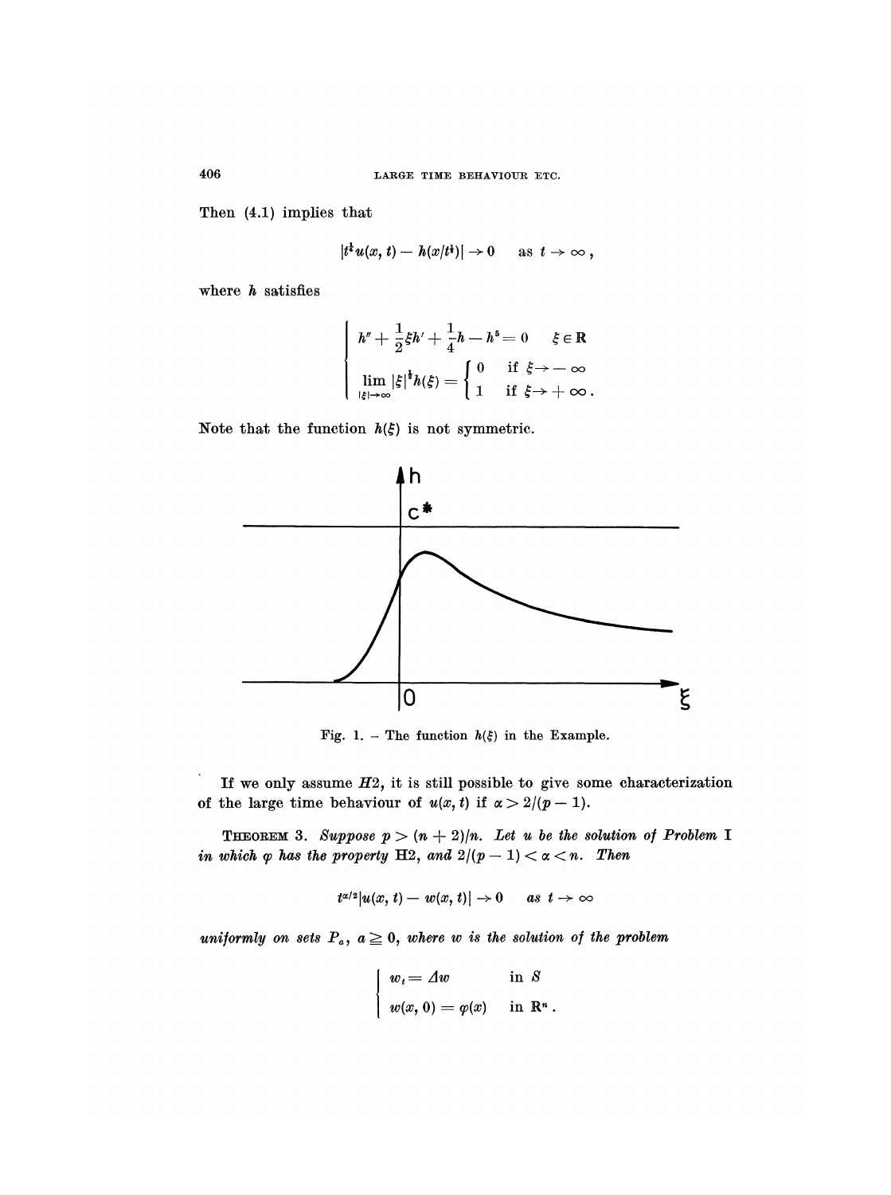Then (4.1) implies that

$$|t^{\frac{1}{4}}u(x,t) - h(x/t^{\frac{1}{2}})| \to 0 \quad \text{as } t \to \infty,$$

where $h$ satisfies

$$\begin{cases} h'' + \dfrac{1}{2}\xi h' + \dfrac{1}{4}h - h^5 = 0 & \xi \in \mathbb{R} \\ \lim\limits_{|\xi|\to\infty} |\xi|^{\frac{1}{2}} h(\xi) = \begin{cases} 0 & \text{if } \xi \to -\infty \\ 1 & \text{if } \xi \to +\infty \,. \end{cases} \end{cases}$$

Note that the function $h(\xi)$ is not symmetric.

Fig. 1. – The function $h(\xi)$ in the Example.

If we only assume *H*2, it is still possible to give some characterization of the large time behaviour of $u(x,t)$ if $\alpha > 2/(p-1)$.

THEOREM 3. *Suppose* $p > (n+2)/n$. *Let* $u$ *be the solution of Problem* I *in which* $\varphi$ *has the property* H2, *and* $2/(p-1) < \alpha < n$. *Then*

$$t^{\alpha/2}|u(x,t) - w(x,t)| \to 0 \quad \text{as } t \to \infty$$

*uniformly on sets* $P_a$, $a \geq 0$, *where* $w$ *is the solution of the problem*

$$\begin{cases} w_t = \Delta w & \text{in } S \\ w(x,0) = \varphi(x) & \text{in } \mathbb{R}^n \,. \end{cases}$$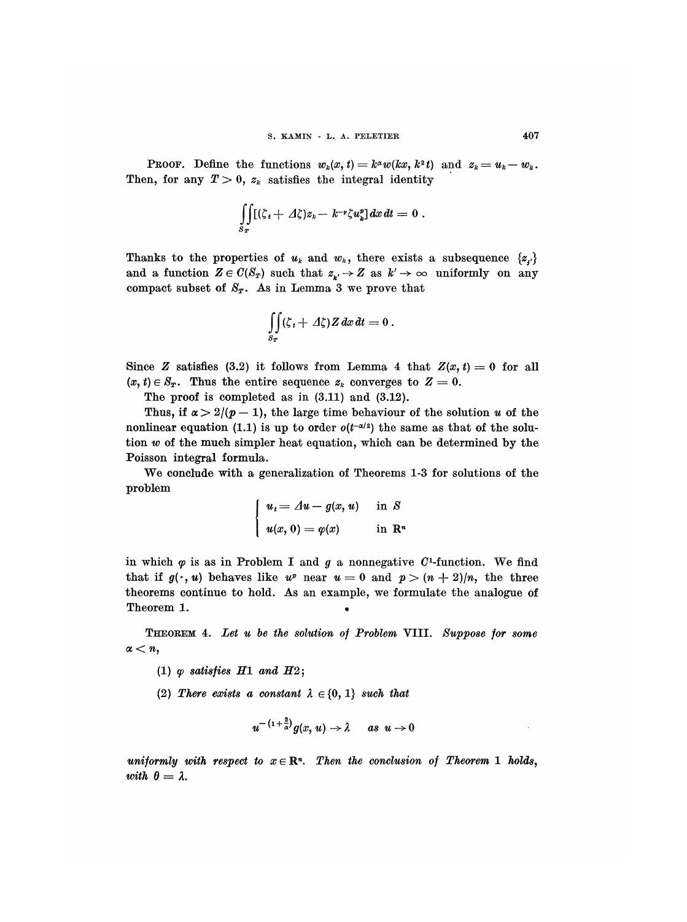**Proof.** Define the functions $w_k(x, t) = k^{\alpha} w(kx, k^2 t)$ and $z_k = u_k - w_k$. Then, for any $T > 0$, $z_k$ satisfies the integral identity

$$\iint_{S_T} [(\zeta_t + \Delta\zeta) z_k - k^{-\nu} \zeta u_k^p] \, dx \, dt = 0 \, .$$

Thanks to the properties of $u_k$ and $w_k$, there exists a subsequence $\{z_{j'}\}$ and a function $Z \in C(S_T)$ such that $z_{k'} \to Z$ as $k' \to \infty$ uniformly on any compact subset of $S_T$. As in Lemma 3 we prove that

$$\iint_{S_T} (\zeta_t + \Delta\zeta) Z \, dx \, dt = 0 \, .$$

Since $Z$ satisfies (3.2) it follows from Lemma 4 that $Z(x, t) = 0$ for all $(x, t) \in S_T$. Thus the entire sequence $z_k$ converges to $Z = 0$.

The proof is completed as in (3.11) and (3.12).

Thus, if $\alpha > 2/(p-1)$, the large time behaviour of the solution $u$ of the nonlinear equation (1.1) is up to order $o(t^{-\alpha/2})$ the same as that of the solution $w$ of the much simpler heat equation, which can be determined by the Poisson integral formula.

We conclude with a generalization of Theorems 1-3 for solutions of the problem

$$\begin{cases} u_t = \Delta u - g(x, u) & \text{in } S \\ u(x, 0) = \varphi(x) & \text{in } \mathbb{R}^n \end{cases}$$

in which $\varphi$ is as in Problem I and $g$ a nonnegative $C^1$-function. We find that if $g(\cdot, u)$ behaves like $u^p$ near $u = 0$ and $p > (n+2)/n$, the three theorems continue to hold. As an example, we formulate the analogue of Theorem 1.

**Theorem 4.** *Let $u$ be the solution of Problem VIII. Suppose for some $\alpha < n$,*

(1) *$\varphi$ satisfies H1 and H2;*

(2) *There exists a constant $\lambda \in \{0, 1\}$ such that*

$$u^{-\left(1+\frac{2}{\alpha}\right)} g(x, u) \to \lambda \quad \text{as } u \to 0$$

*uniformly with respect to $x \in \mathbb{R}^n$. Then the conclusion of Theorem 1 holds, with $\theta = \lambda$.*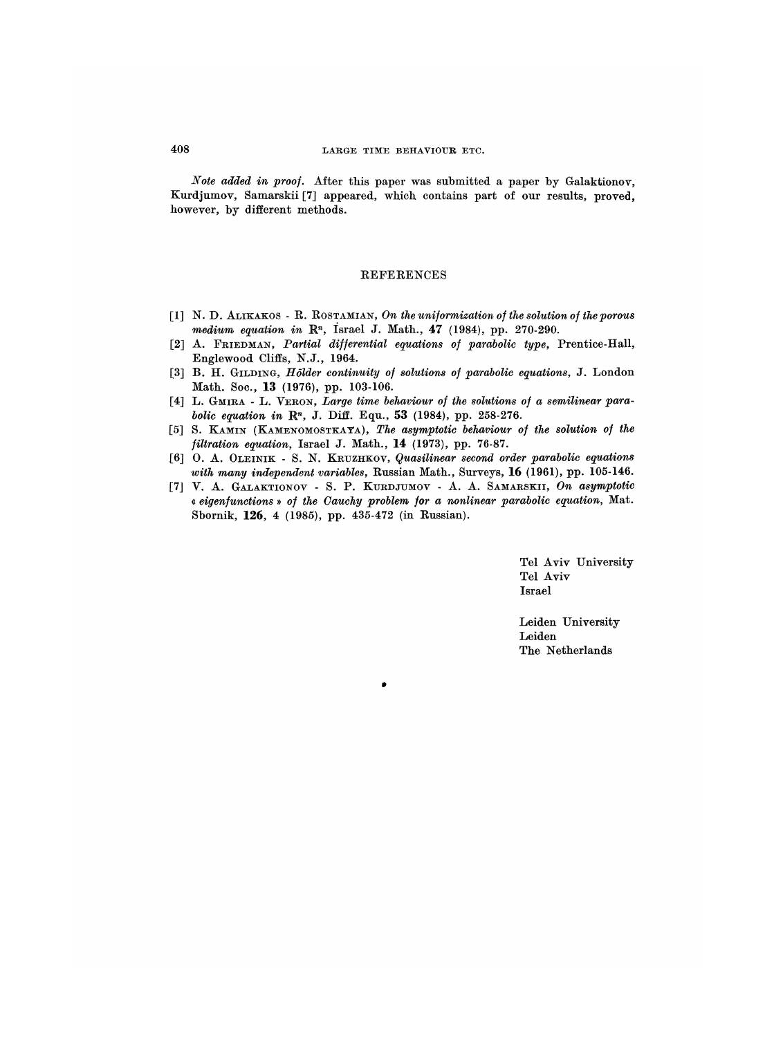*Note added in proof.* After this paper was submitted a paper by Galaktionov, Kurdjumov, Samarskii [7] appeared, which contains part of our results, proved, however, by different methods.

## REFERENCES

[1] N. D. Alikakos - R. Rostamian, *On the uniformization of the solution of the porous medium equation in* $\mathbb{R}^n$, Israel J. Math., **47** (1984), pp. 270-290.

[2] A. Friedman, *Partial differential equations of parabolic type*, Prentice-Hall, Englewood Cliffs, N.J., 1964.

[3] B. H. Gilding, *Hölder continuity of solutions of parabolic equations*, J. London Math. Soc., **13** (1976), pp. 103-106.

[4] L. Gmira - L. Veron, *Large time behaviour of the solutions of a semilinear parabolic equation in* $\mathbb{R}^n$, J. Diff. Equ., **53** (1984), pp. 258-276.

[5] S. Kamin (Kamenomostkaya), *The asymptotic behaviour of the solution of the filtration equation*, Israel J. Math., **14** (1973), pp. 76-87.

[6] O. A. Oleinik - S. N. Kruzhkov, *Quasilinear second order parabolic equations with many independent variables*, Russian Math., Surveys, **16** (1961), pp. 105-146.

[7] V. A. Galaktionov - S. P. Kurdjumov - A. A. Samarskii, *On asymptotic « eigenfunctions » of the Cauchy problem for a nonlinear parabolic equation*, Mat. Sbornik, **126**, 4 (1985), pp. 435-472 (in Russian).

Tel Aviv University
Tel Aviv
Israel

Leiden University
Leiden
The Netherlands